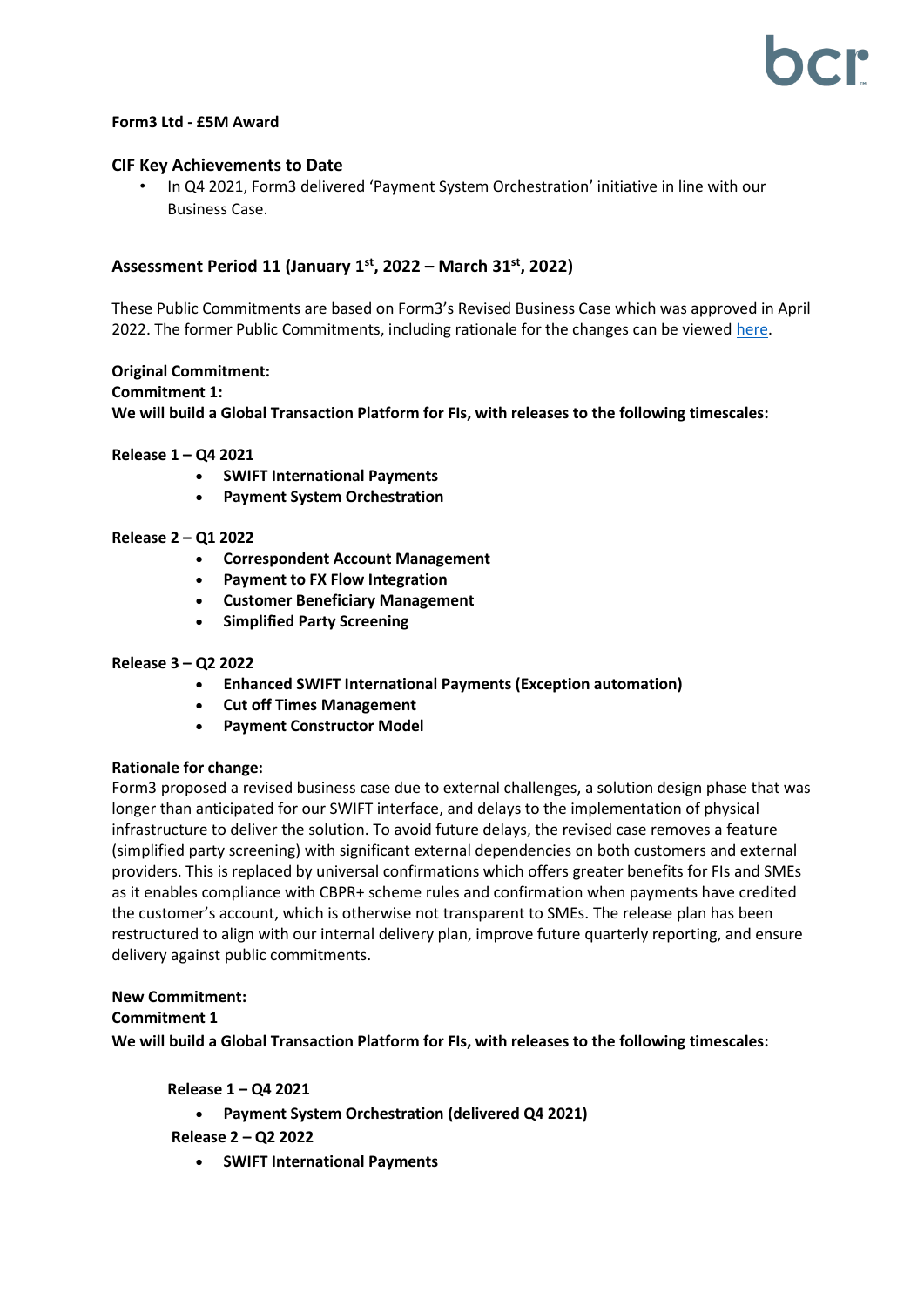**Form3 Ltd - £5M Award**

## CIF Key Achievements to Date

- In Q4 2021, Form3 delivered 'Payment System Orchestration' initiative in line with our Business Case.

## Assessment Period 11 (January 1st, 2022 – March 31st, 2022)

These Public Commitments are based on Form3's Revised Business Case which was approved in April 2022. The former Public Commitments, including rationale for the changes can be viewed here.

**Original Commitment:**

**Commitment 1:**

**We will build a Global Transaction Platform for FIs, with releases to the following timescales:**

**Release 1 – Q4 2021**

- **SWIFT International Payments**
- **Payment System Orchestration**

**Release 2 – Q1 2022**

- **Correspondent Account Management**
- **Payment to FX Flow Integration**
- **Customer Beneficiary Management**
- **Simplified Party Screening**

**Release 3 – Q2 2022**

- **Enhanced SWIFT International Payments (Exception automation)**
- **Cut off Times Management**
- **Payment Constructor Model**

**Rationale for change:**

Form3 proposed a revised business case due to external challenges, a solution design phase that was longer than anticipated for our SWIFT interface, and delays to the implementation of physical infrastructure to deliver the solution. To avoid future delays, the revised case removes a feature (simplified party screening) with significant external dependencies on both customers and external providers. This is replaced by universal confirmations which offers greater benefits for FIs and SMEs as it enables compliance with CBPR+ scheme rules and confirmation when payments have credited the customer's account, which is otherwise not transparent to SMEs. The release plan has been restructured to align with our internal delivery plan, improve future quarterly reporting, and ensure delivery against public commitments.

**New Commitment:**

**Commitment 1**

**We will build a Global Transaction Platform for FIs, with releases to the following timescales:**

**Release 1 – Q4 2021**

- **Payment System Orchestration (delivered Q4 2021)**

**Release 2 – Q2 2022**

- **SWIFT International Payments**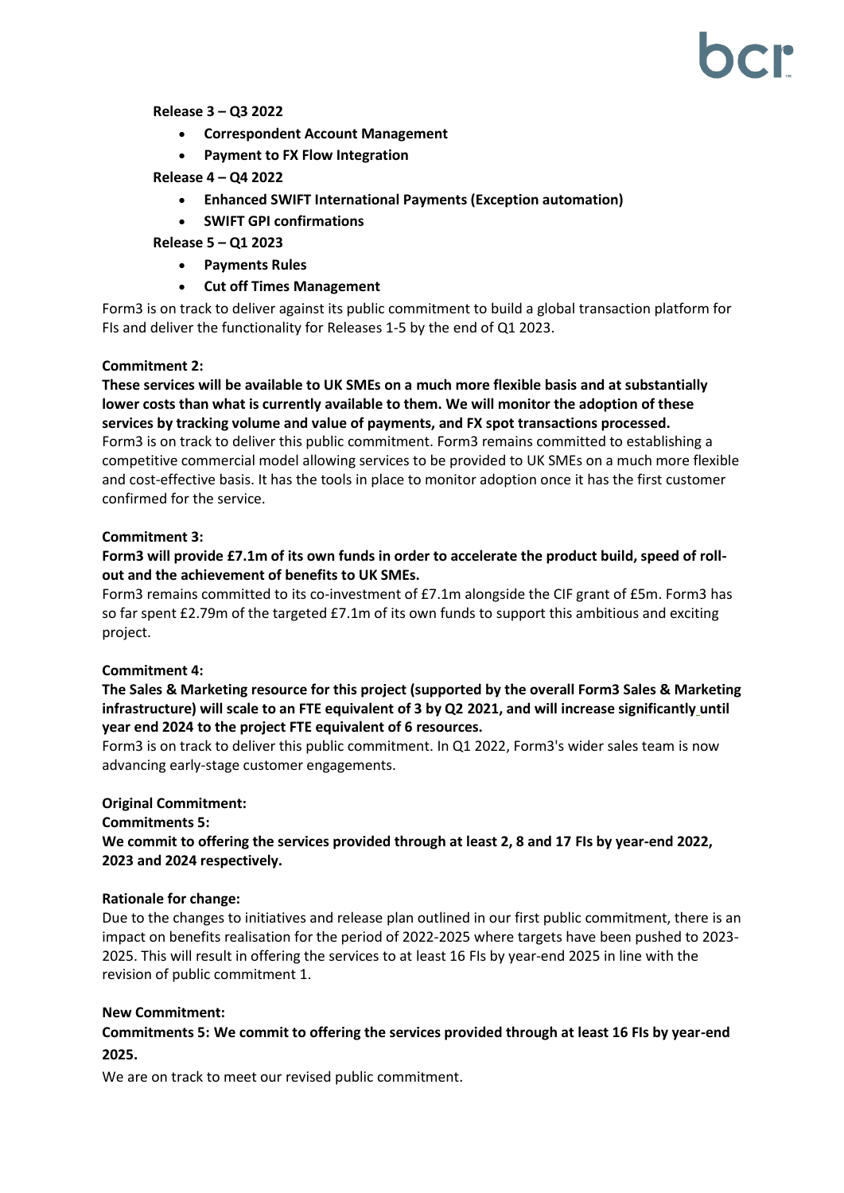**Release 3 – Q3 2022**

- **Correspondent Account Management**
- **Payment to FX Flow Integration**

**Release 4 – Q4 2022**

- **Enhanced SWIFT International Payments (Exception automation)**
- **SWIFT GPI confirmations**

**Release 5 – Q1 2023**

- **Payments Rules**
- **Cut off Times Management**

Form3 is on track to deliver against its public commitment to build a global transaction platform for FIs and deliver the functionality for Releases 1-5 by the end of Q1 2023.

**Commitment 2:**

**These services will be available to UK SMEs on a much more flexible basis and at substantially lower costs than what is currently available to them. We will monitor the adoption of these services by tracking volume and value of payments, and FX spot transactions processed.**

Form3 is on track to deliver this public commitment. Form3 remains committed to establishing a competitive commercial model allowing services to be provided to UK SMEs on a much more flexible and cost-effective basis. It has the tools in place to monitor adoption once it has the first customer confirmed for the service.

**Commitment 3:**

**Form3 will provide £7.1m of its own funds in order to accelerate the product build, speed of roll-out and the achievement of benefits to UK SMEs.**

Form3 remains committed to its co-investment of £7.1m alongside the CIF grant of £5m. Form3 has so far spent £2.79m of the targeted £7.1m of its own funds to support this ambitious and exciting project.

**Commitment 4:**

**The Sales & Marketing resource for this project (supported by the overall Form3 Sales & Marketing infrastructure) will scale to an FTE equivalent of 3 by Q2 2021, and will increase significantly until year end 2024 to the project FTE equivalent of 6 resources.**

Form3 is on track to deliver this public commitment. In Q1 2022, Form3's wider sales team is now advancing early-stage customer engagements.

**Original Commitment:**

**Commitments 5:**

**We commit to offering the services provided through at least 2, 8 and 17 FIs by year-end 2022, 2023 and 2024 respectively.**

**Rationale for change:**

Due to the changes to initiatives and release plan outlined in our first public commitment, there is an impact on benefits realisation for the period of 2022-2025 where targets have been pushed to 2023-2025. This will result in offering the services to at least 16 FIs by year-end 2025 in line with the revision of public commitment 1.

**New Commitment:**

**Commitments 5: We commit to offering the services provided through at least 16 FIs by year-end 2025.**

We are on track to meet our revised public commitment.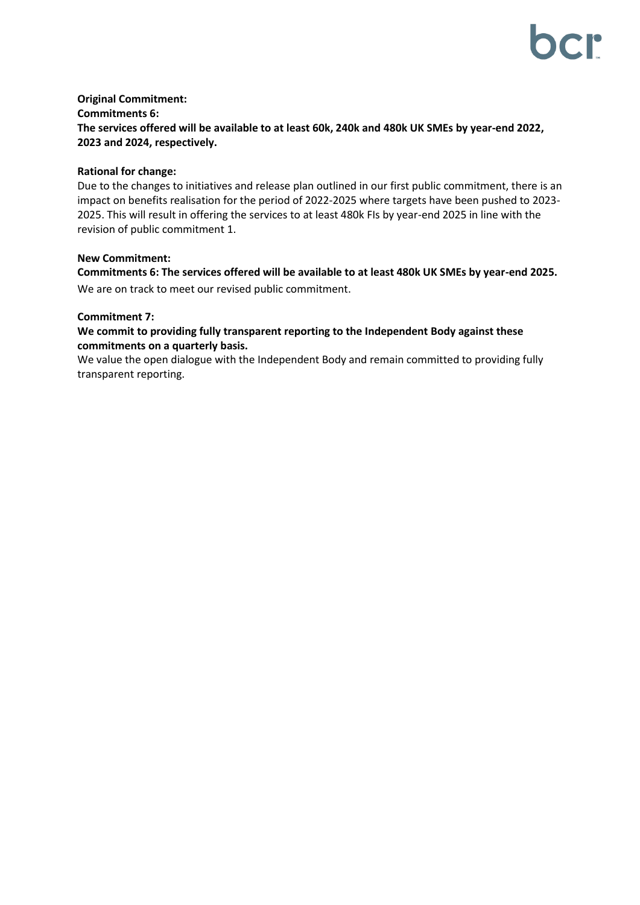**Original Commitment:**

**Commitments 6:**

**The services offered will be available to at least 60k, 240k and 480k UK SMEs by year-end 2022, 2023 and 2024, respectively.**

**Rational for change:**

Due to the changes to initiatives and release plan outlined in our first public commitment, there is an impact on benefits realisation for the period of 2022-2025 where targets have been pushed to 2023-2025. This will result in offering the services to at least 480k FIs by year-end 2025 in line with the revision of public commitment 1.

**New Commitment:**

**Commitments 6: The services offered will be available to at least 480k UK SMEs by year-end 2025.**

We are on track to meet our revised public commitment.

**Commitment 7:**

**We commit to providing fully transparent reporting to the Independent Body against these commitments on a quarterly basis.**

We value the open dialogue with the Independent Body and remain committed to providing fully transparent reporting.